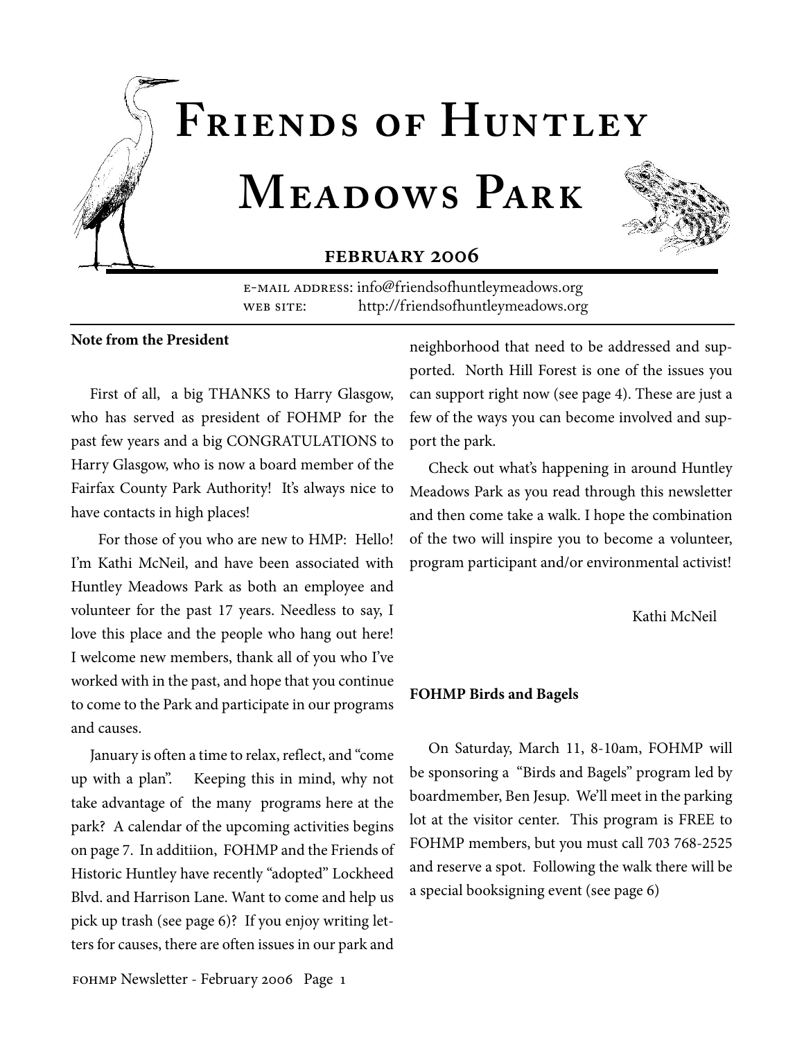# Friends of Huntley Meadows Park

## February 2006

E-mail address: info@friendsofhuntleymeadows.org
Web site: http://friendsofhuntleymeadows.org

**Note from the President**

First of all, a big THANKS to Harry Glasgow, who has served as president of FOHMP for the past few years and a big CONGRATULATIONS to Harry Glasgow, who is now a board member of the Fairfax County Park Authority! It's always nice to have contacts in high places!

For those of you who are new to HMP: Hello! I'm Kathi McNeil, and have been associated with Huntley Meadows Park as both an employee and volunteer for the past 17 years. Needless to say, I love this place and the people who hang out here! I welcome new members, thank all of you who I've worked with in the past, and hope that you continue to come to the Park and participate in our programs and causes.

January is often a time to relax, reflect, and "come up with a plan". Keeping this in mind, why not take advantage of the many programs here at the park? A calendar of the upcoming activities begins on page 7. In additiion, FOHMP and the Friends of Historic Huntley have recently "adopted" Lockheed Blvd. and Harrison Lane. Want to come and help us pick up trash (see page 6)? If you enjoy writing letters for causes, there are often issues in our park and neighborhood that need to be addressed and supported. North Hill Forest is one of the issues you can support right now (see page 4). These are just a few of the ways you can become involved and support the park.

Check out what's happening in around Huntley Meadows Park as you read through this newsletter and then come take a walk. I hope the combination of the two will inspire you to become a volunteer, program participant and/or environmental activist!

Kathi McNeil

**FOHMP Birds and Bagels**

On Saturday, March 11, 8-10am, FOHMP will be sponsoring a "Birds and Bagels" program led by boardmember, Ben Jesup. We'll meet in the parking lot at the visitor center. This program is FREE to FOHMP members, but you must call 703 768-2525 and reserve a spot. Following the walk there will be a special booksigning event (see page 6)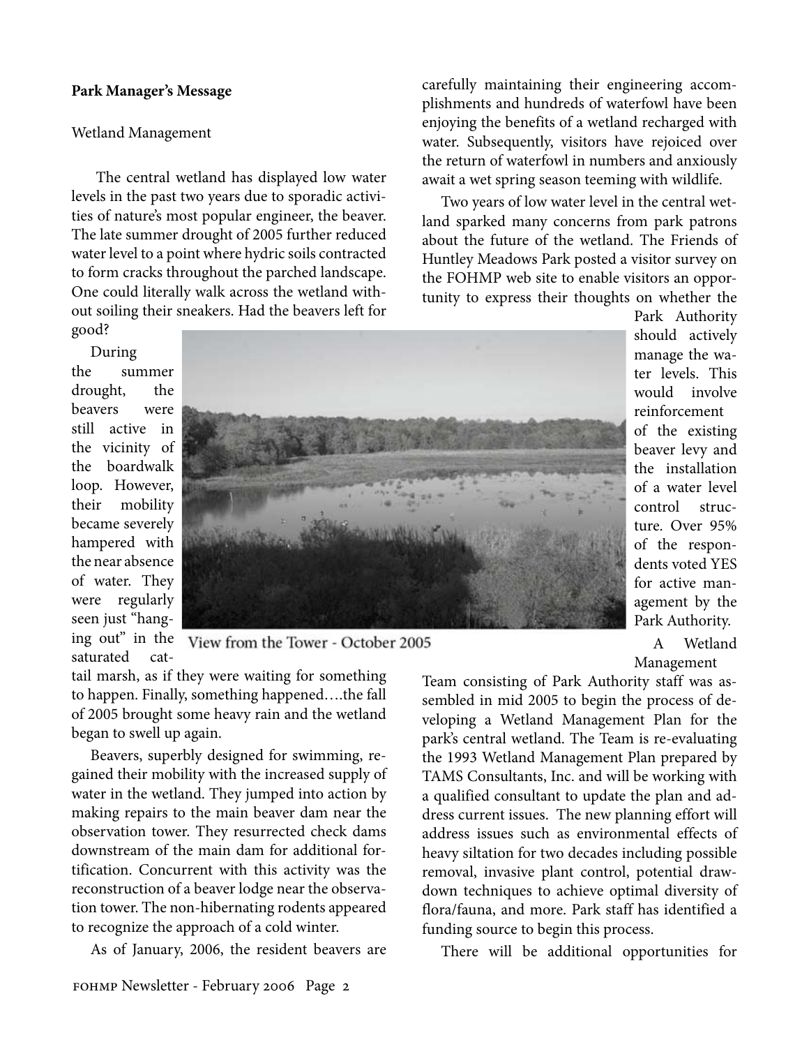**Park Manager's Message**

Wetland Management

The central wetland has displayed low water levels in the past two years due to sporadic activities of nature's most popular engineer, the beaver. The late summer drought of 2005 further reduced water level to a point where hydric soils contracted to form cracks throughout the parched landscape. One could literally walk across the wetland without soiling their sneakers. Had the beavers left for good?

During the summer drought, the beavers were still active in the vicinity of the boardwalk loop. However, their mobility became severely hampered with the near absence of water. They were regularly seen just "hanging out" in the saturated cattail marsh, as if they were waiting for something to happen. Finally, something happened….the fall of 2005 brought some heavy rain and the wetland began to swell up again.

View from the Tower - October 2005

Beavers, superbly designed for swimming, regained their mobility with the increased supply of water in the wetland. They jumped into action by making repairs to the main beaver dam near the observation tower. They resurrected check dams downstream of the main dam for additional fortification. Concurrent with this activity was the reconstruction of a beaver lodge near the observation tower. The non-hibernating rodents appeared to recognize the approach of a cold winter.

As of January, 2006, the resident beavers are carefully maintaining their engineering accomplishments and hundreds of waterfowl have been enjoying the benefits of a wetland recharged with water. Subsequently, visitors have rejoiced over the return of waterfowl in numbers and anxiously await a wet spring season teeming with wildlife.

Two years of low water level in the central wetland sparked many concerns from park patrons about the future of the wetland. The Friends of Huntley Meadows Park posted a visitor survey on the FOHMP web site to enable visitors an opportunity to express their thoughts on whether the Park Authority should actively manage the water levels. This would involve reinforcement of the existing beaver levy and the installation of a water level control structure. Over 95% of the respondents voted YES for active management by the Park Authority.

A Wetland Management Team consisting of Park Authority staff was assembled in mid 2005 to begin the process of developing a Wetland Management Plan for the park's central wetland. The Team is re-evaluating the 1993 Wetland Management Plan prepared by TAMS Consultants, Inc. and will be working with a qualified consultant to update the plan and address current issues. The new planning effort will address issues such as environmental effects of heavy siltation for two decades including possible removal, invasive plant control, potential draw-down techniques to achieve optimal diversity of flora/fauna, and more. Park staff has identified a funding source to begin this process.

There will be additional opportunities for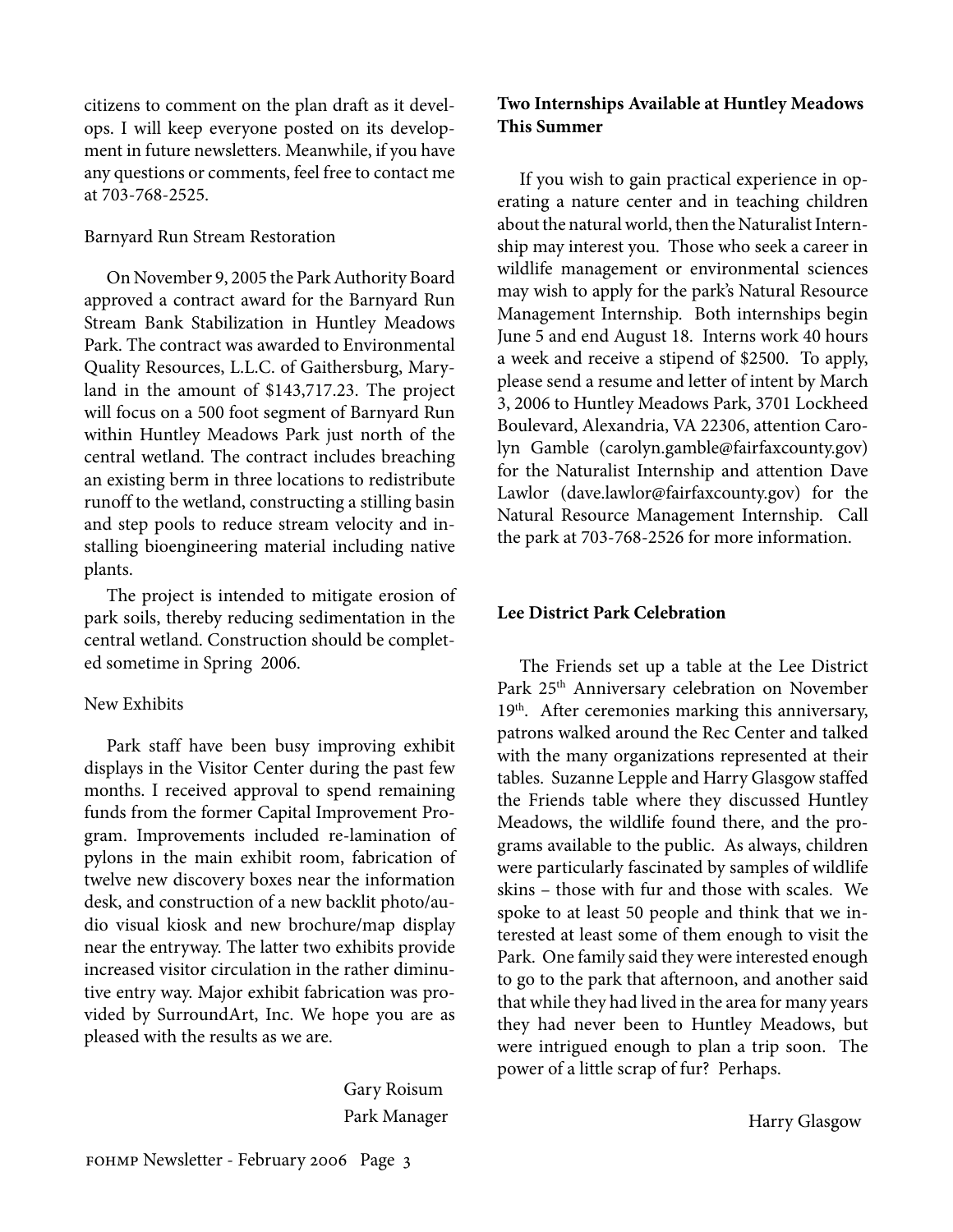citizens to comment on the plan draft as it develops. I will keep everyone posted on its development in future newsletters. Meanwhile, if you have any questions or comments, feel free to contact me at 703-768-2525.

Barnyard Run Stream Restoration

On November 9, 2005 the Park Authority Board approved a contract award for the Barnyard Run Stream Bank Stabilization in Huntley Meadows Park. The contract was awarded to Environmental Quality Resources, L.L.C. of Gaithersburg, Maryland in the amount of $143,717.23. The project will focus on a 500 foot segment of Barnyard Run within Huntley Meadows Park just north of the central wetland. The contract includes breaching an existing berm in three locations to redistribute runoff to the wetland, constructing a stilling basin and step pools to reduce stream velocity and installing bioengineering material including native plants.

The project is intended to mitigate erosion of park soils, thereby reducing sedimentation in the central wetland. Construction should be completed sometime in Spring 2006.

New Exhibits

Park staff have been busy improving exhibit displays in the Visitor Center during the past few months. I received approval to spend remaining funds from the former Capital Improvement Program. Improvements included re-lamination of pylons in the main exhibit room, fabrication of twelve new discovery boxes near the information desk, and construction of a new backlit photo/audio visual kiosk and new brochure/map display near the entryway. The latter two exhibits provide increased visitor circulation in the rather diminutive entry way. Major exhibit fabrication was provided by SurroundArt, Inc. We hope you are as pleased with the results as we are.

Gary Roisum
Park Manager

**Two Internships Available at Huntley Meadows This Summer**

If you wish to gain practical experience in operating a nature center and in teaching children about the natural world, then the Naturalist Internship may interest you. Those who seek a career in wildlife management or environmental sciences may wish to apply for the park's Natural Resource Management Internship. Both internships begin June 5 and end August 18. Interns work 40 hours a week and receive a stipend of $2500. To apply, please send a resume and letter of intent by March 3, 2006 to Huntley Meadows Park, 3701 Lockheed Boulevard, Alexandria, VA 22306, attention Carolyn Gamble (carolyn.gamble@fairfaxcounty.gov) for the Naturalist Internship and attention Dave Lawlor (dave.lawlor@fairfaxcounty.gov) for the Natural Resource Management Internship. Call the park at 703-768-2526 for more information.

**Lee District Park Celebration**

The Friends set up a table at the Lee District Park 25th Anniversary celebration on November 19th. After ceremonies marking this anniversary, patrons walked around the Rec Center and talked with the many organizations represented at their tables. Suzanne Lepple and Harry Glasgow staffed the Friends table where they discussed Huntley Meadows, the wildlife found there, and the programs available to the public. As always, children were particularly fascinated by samples of wildlife skins – those with fur and those with scales. We spoke to at least 50 people and think that we interested at least some of them enough to visit the Park. One family said they were interested enough to go to the park that afternoon, and another said that while they had lived in the area for many years they had never been to Huntley Meadows, but were intrigued enough to plan a trip soon. The power of a little scrap of fur? Perhaps.

Harry Glasgow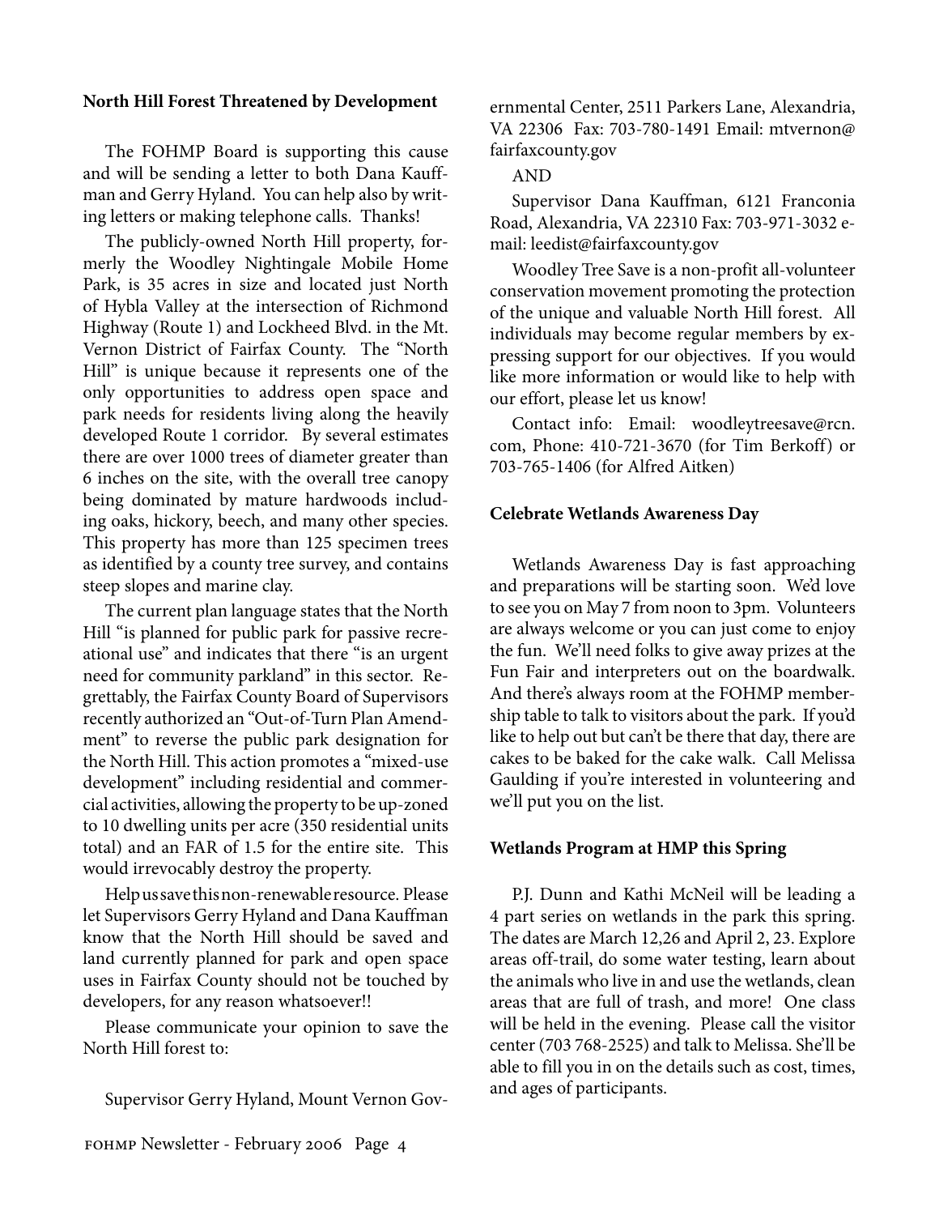### North Hill Forest Threatened by Development

The FOHMP Board is supporting this cause and will be sending a letter to both Dana Kauffman and Gerry Hyland. You can help also by writing letters or making telephone calls. Thanks!

The publicly-owned North Hill property, formerly the Woodley Nightingale Mobile Home Park, is 35 acres in size and located just North of Hybla Valley at the intersection of Richmond Highway (Route 1) and Lockheed Blvd. in the Mt. Vernon District of Fairfax County. The "North Hill" is unique because it represents one of the only opportunities to address open space and park needs for residents living along the heavily developed Route 1 corridor. By several estimates there are over 1000 trees of diameter greater than 6 inches on the site, with the overall tree canopy being dominated by mature hardwoods including oaks, hickory, beech, and many other species. This property has more than 125 specimen trees as identified by a county tree survey, and contains steep slopes and marine clay.

The current plan language states that the North Hill "is planned for public park for passive recreational use" and indicates that there "is an urgent need for community parkland" in this sector. Regrettably, the Fairfax County Board of Supervisors recently authorized an "Out-of-Turn Plan Amendment" to reverse the public park designation for the North Hill. This action promotes a "mixed-use development" including residential and commercial activities, allowing the property to be up-zoned to 10 dwelling units per acre (350 residential units total) and an FAR of 1.5 for the entire site. This would irrevocably destroy the property.

Help us save this non-renewable resource. Please let Supervisors Gerry Hyland and Dana Kauffman know that the North Hill should be saved and land currently planned for park and open space uses in Fairfax County should not be touched by developers, for any reason whatsoever!!

Please communicate your opinion to save the North Hill forest to:

Supervisor Gerry Hyland, Mount Vernon Governmental Center, 2511 Parkers Lane, Alexandria, VA 22306 Fax: 703-780-1491 Email: mtvernon@fairfaxcounty.gov

AND

Supervisor Dana Kauffman, 6121 Franconia Road, Alexandria, VA 22310 Fax: 703-971-3032 e-mail: leedist@fairfaxcounty.gov

Woodley Tree Save is a non-profit all-volunteer conservation movement promoting the protection of the unique and valuable North Hill forest. All individuals may become regular members by expressing support for our objectives. If you would like more information or would like to help with our effort, please let us know!

Contact info: Email: woodleytreesave@rcn.com, Phone: 410-721-3670 (for Tim Berkoff) or 703-765-1406 (for Alfred Aitken)

### Celebrate Wetlands Awareness Day

Wetlands Awareness Day is fast approaching and preparations will be starting soon. We'd love to see you on May 7 from noon to 3pm. Volunteers are always welcome or you can just come to enjoy the fun. We'll need folks to give away prizes at the Fun Fair and interpreters out on the boardwalk. And there's always room at the FOHMP membership table to talk to visitors about the park. If you'd like to help out but can't be there that day, there are cakes to be baked for the cake walk. Call Melissa Gaulding if you're interested in volunteering and we'll put you on the list.

### Wetlands Program at HMP this Spring

P.J. Dunn and Kathi McNeil will be leading a 4 part series on wetlands in the park this spring. The dates are March 12,26 and April 2, 23. Explore areas off-trail, do some water testing, learn about the animals who live in and use the wetlands, clean areas that are full of trash, and more! One class will be held in the evening. Please call the visitor center (703 768-2525) and talk to Melissa. She'll be able to fill you in on the details such as cost, times, and ages of participants.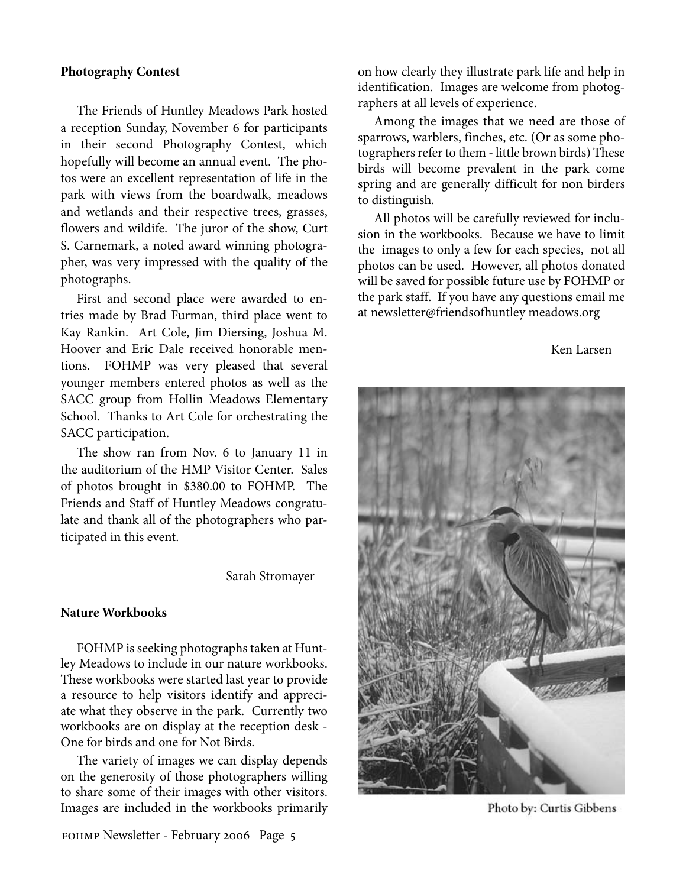### Photography Contest

The Friends of Huntley Meadows Park hosted a reception Sunday, November 6 for participants in their second Photography Contest, which hopefully will become an annual event. The photos were an excellent representation of life in the park with views from the boardwalk, meadows and wetlands and their respective trees, grasses, flowers and wildife. The juror of the show, Curt S. Carnemark, a noted award winning photographer, was very impressed with the quality of the photographs.

First and second place were awarded to entries made by Brad Furman, third place went to Kay Rankin. Art Cole, Jim Diersing, Joshua M. Hoover and Eric Dale received honorable mentions. FOHMP was very pleased that several younger members entered photos as well as the SACC group from Hollin Meadows Elementary School. Thanks to Art Cole for orchestrating the SACC participation.

The show ran from Nov. 6 to January 11 in the auditorium of the HMP Visitor Center. Sales of photos brought in $380.00 to FOHMP. The Friends and Staff of Huntley Meadows congratulate and thank all of the photographers who participated in this event.

Sarah Stromayer

### Nature Workbooks

FOHMP is seeking photographs taken at Huntley Meadows to include in our nature workbooks. These workbooks were started last year to provide a resource to help visitors identify and appreciate what they observe in the park. Currently two workbooks are on display at the reception desk - One for birds and one for Not Birds.

The variety of images we can display depends on the generosity of those photographers willing to share some of their images with other visitors. Images are included in the workbooks primarily on how clearly they illustrate park life and help in identification. Images are welcome from photographers at all levels of experience.

Among the images that we need are those of sparrows, warblers, finches, etc. (Or as some photographers refer to them - little brown birds) These birds will become prevalent in the park come spring and are generally difficult for non birders to distinguish.

All photos will be carefully reviewed for inclusion in the workbooks. Because we have to limit the images to only a few for each species, not all photos can be used. However, all photos donated will be saved for possible future use by FOHMP or the park staff. If you have any questions email me at newsletter@friendsofhuntley meadows.org

Ken Larsen

Photo by: Curtis Gibbens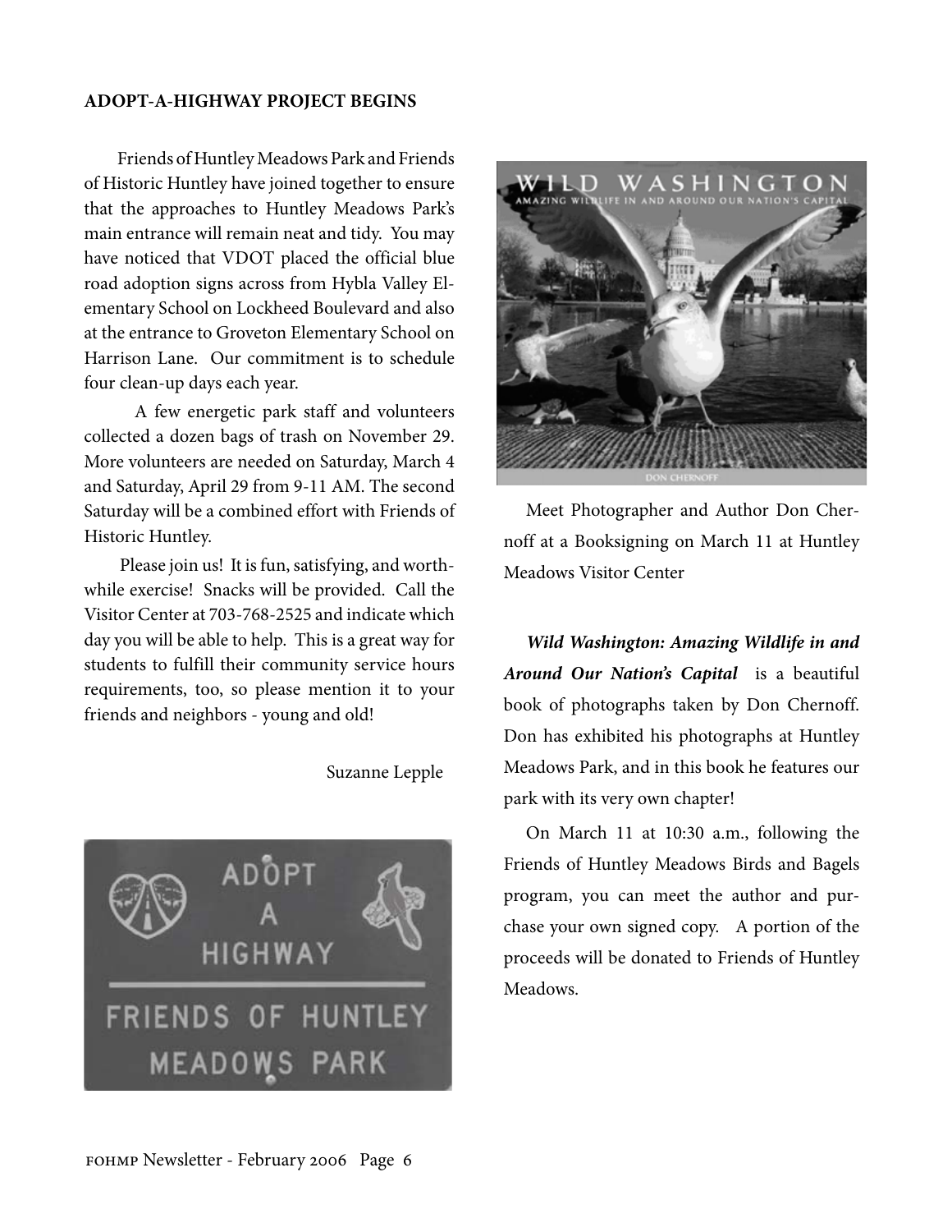## ADOPT-A-HIGHWAY PROJECT BEGINS

Friends of Huntley Meadows Park and Friends of Historic Huntley have joined together to ensure that the approaches to Huntley Meadows Park's main entrance will remain neat and tidy. You may have noticed that VDOT placed the official blue road adoption signs across from Hybla Valley Elementary School on Lockheed Boulevard and also at the entrance to Groveton Elementary School on Harrison Lane. Our commitment is to schedule four clean-up days each year.

A few energetic park staff and volunteers collected a dozen bags of trash on November 29. More volunteers are needed on Saturday, March 4 and Saturday, April 29 from 9-11 AM. The second Saturday will be a combined effort with Friends of Historic Huntley.

Please join us! It is fun, satisfying, and worthwhile exercise! Snacks will be provided. Call the Visitor Center at 703-768-2525 and indicate which day you will be able to help. This is a great way for students to fulfill their community service hours requirements, too, so please mention it to your friends and neighbors - young and old!

Suzanne Lepple

Meet Photographer and Author Don Chernoff at a Booksigning on March 11 at Huntley Meadows Visitor Center

***Wild Washington: Amazing Wildlife in and Around Our Nation's Capital*** is a beautiful book of photographs taken by Don Chernoff. Don has exhibited his photographs at Huntley Meadows Park, and in this book he features our park with its very own chapter!

On March 11 at 10:30 a.m., following the Friends of Huntley Meadows Birds and Bagels program, you can meet the author and purchase your own signed copy. A portion of the proceeds will be donated to Friends of Huntley Meadows.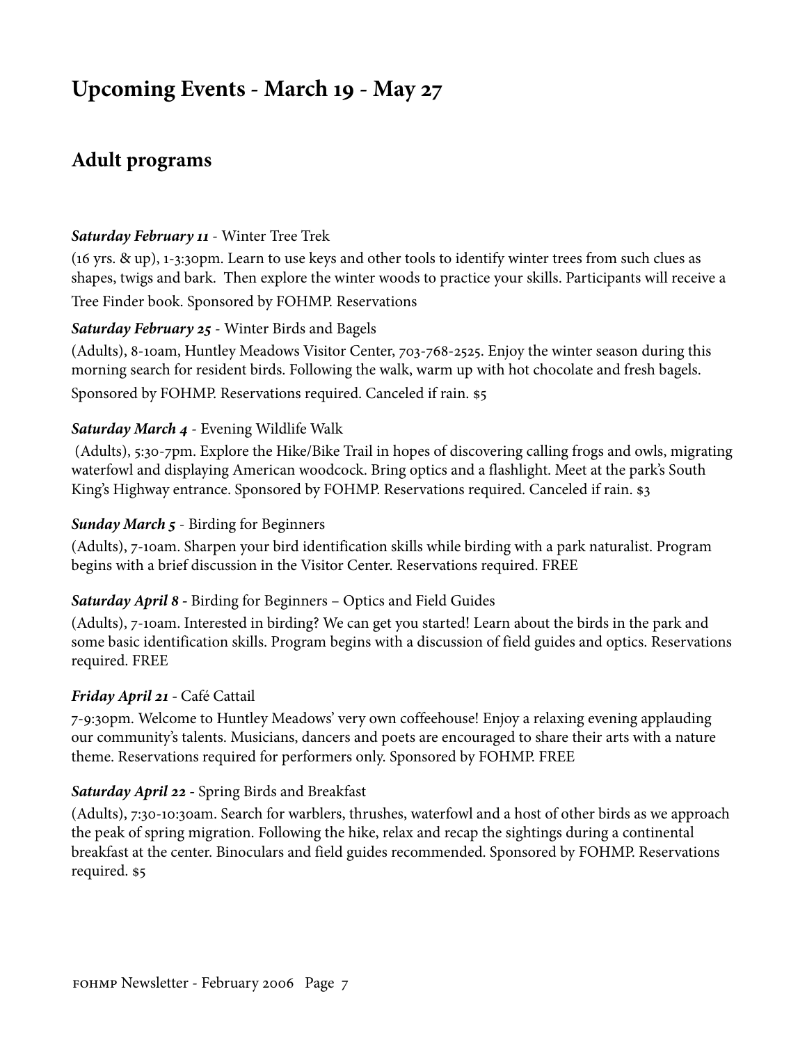# Upcoming Events - March 19 - May 27

## Adult programs

***Saturday February 11*** - Winter Tree Trek

(16 yrs. & up), 1-3:30pm. Learn to use keys and other tools to identify winter trees from such clues as shapes, twigs and bark.  Then explore the winter woods to practice your skills. Participants will receive a Tree Finder book. Sponsored by FOHMP. Reservations

***Saturday February 25*** - Winter Birds and Bagels

(Adults), 8-10am, Huntley Meadows Visitor Center, 703-768-2525. Enjoy the winter season during this morning search for resident birds. Following the walk, warm up with hot chocolate and fresh bagels. Sponsored by FOHMP. Reservations required. Canceled if rain. $5

***Saturday March 4*** - Evening Wildlife Walk

(Adults), 5:30-7pm. Explore the Hike/Bike Trail in hopes of discovering calling frogs and owls, migrating waterfowl and displaying American woodcock. Bring optics and a flashlight. Meet at the park's South King's Highway entrance. Sponsored by FOHMP. Reservations required. Canceled if rain. $3

***Sunday March 5*** - Birding for Beginners

(Adults), 7-10am. Sharpen your bird identification skills while birding with a park naturalist. Program begins with a brief discussion in the Visitor Center. Reservations required. FREE

***Saturday April 8*** - Birding for Beginners – Optics and Field Guides

(Adults), 7-10am. Interested in birding? We can get you started! Learn about the birds in the park and some basic identification skills. Program begins with a discussion of field guides and optics. Reservations required. FREE

***Friday April 21*** - Café Cattail

7-9:30pm. Welcome to Huntley Meadows' very own coffeehouse! Enjoy a relaxing evening applauding our community's talents. Musicians, dancers and poets are encouraged to share their arts with a nature theme. Reservations required for performers only. Sponsored by FOHMP. FREE

***Saturday April 22*** - Spring Birds and Breakfast

(Adults), 7:30-10:30am. Search for warblers, thrushes, waterfowl and a host of other birds as we approach the peak of spring migration. Following the hike, relax and recap the sightings during a continental breakfast at the center. Binoculars and field guides recommended. Sponsored by FOHMP. Reservations required. $5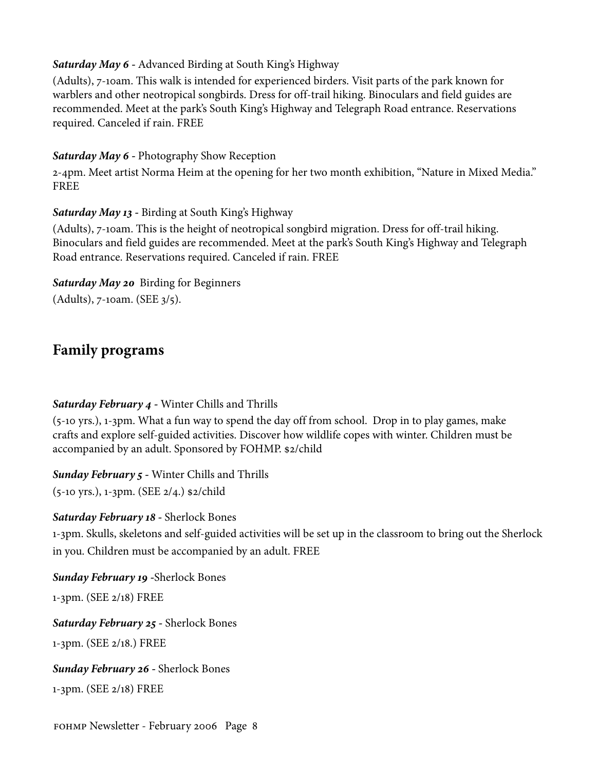***Saturday May 6*** - Advanced Birding at South King's Highway

(Adults), 7-10am. This walk is intended for experienced birders. Visit parts of the park known for warblers and other neotropical songbirds. Dress for off-trail hiking. Binoculars and field guides are recommended. Meet at the park's South King's Highway and Telegraph Road entrance. Reservations required. Canceled if rain. FREE

***Saturday May 6*** - Photography Show Reception

2-4pm. Meet artist Norma Heim at the opening for her two month exhibition, "Nature in Mixed Media." FREE

***Saturday May 13*** - Birding at South King's Highway

(Adults), 7-10am. This is the height of neotropical songbird migration. Dress for off-trail hiking. Binoculars and field guides are recommended. Meet at the park's South King's Highway and Telegraph Road entrance. Reservations required. Canceled if rain. FREE

***Saturday May 20*** Birding for Beginners

(Adults), 7-10am. (SEE 3/5).

## Family programs

***Saturday February 4*** - Winter Chills and Thrills

(5-10 yrs.), 1-3pm. What a fun way to spend the day off from school. Drop in to play games, make crafts and explore self-guided activities. Discover how wildlife copes with winter. Children must be accompanied by an adult. Sponsored by FOHMP. $2/child

***Sunday February 5*** - Winter Chills and Thrills

(5-10 yrs.), 1-3pm. (SEE 2/4.) $2/child

***Saturday February 18*** - Sherlock Bones

1-3pm. Skulls, skeletons and self-guided activities will be set up in the classroom to bring out the Sherlock in you. Children must be accompanied by an adult. FREE

***Sunday February 19*** -Sherlock Bones

1-3pm. (SEE 2/18) FREE

***Saturday February 25*** - Sherlock Bones

1-3pm. (SEE 2/18.) FREE

***Sunday February 26*** - Sherlock Bones

1-3pm. (SEE 2/18) FREE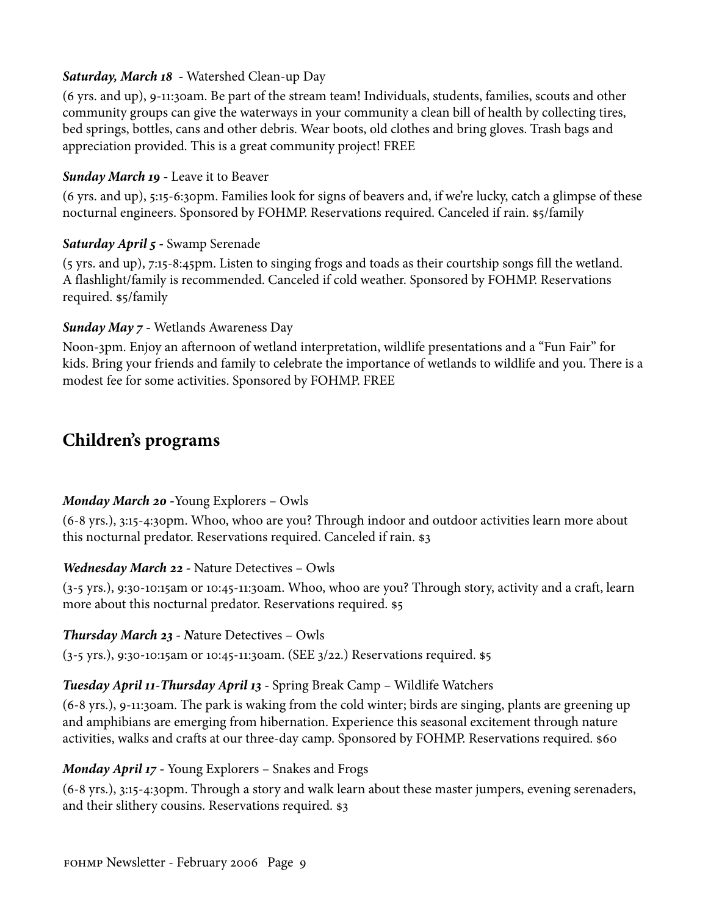***Saturday, March 18*** - Watershed Clean-up Day

(6 yrs. and up), 9-11:30am. Be part of the stream team! Individuals, students, families, scouts and other community groups can give the waterways in your community a clean bill of health by collecting tires, bed springs, bottles, cans and other debris. Wear boots, old clothes and bring gloves. Trash bags and appreciation provided. This is a great community project! FREE

***Sunday March 19*** - Leave it to Beaver

(6 yrs. and up), 5:15-6:30pm. Families look for signs of beavers and, if we're lucky, catch a glimpse of these nocturnal engineers. Sponsored by FOHMP. Reservations required. Canceled if rain. $5/family

***Saturday April 5*** - Swamp Serenade

(5 yrs. and up), 7:15-8:45pm. Listen to singing frogs and toads as their courtship songs fill the wetland. A flashlight/family is recommended. Canceled if cold weather. Sponsored by FOHMP. Reservations required. $5/family

***Sunday May 7*** - Wetlands Awareness Day

Noon-3pm. Enjoy an afternoon of wetland interpretation, wildlife presentations and a "Fun Fair" for kids. Bring your friends and family to celebrate the importance of wetlands to wildlife and you. There is a modest fee for some activities. Sponsored by FOHMP. FREE

## Children's programs

***Monday March 20*** -Young Explorers – Owls

(6-8 yrs.), 3:15-4:30pm. Whoo, whoo are you? Through indoor and outdoor activities learn more about this nocturnal predator. Reservations required. Canceled if rain. $3

***Wednesday March 22*** - Nature Detectives – Owls

(3-5 yrs.), 9:30-10:15am or 10:45-11:30am. Whoo, whoo are you? Through story, activity and a craft, learn more about this nocturnal predator. Reservations required. $5

***Thursday March 23*** - ***N***ature Detectives – Owls

(3-5 yrs.), 9:30-10:15am or 10:45-11:30am. (SEE 3/22.) Reservations required. $5

***Tuesday April 11-Thursday April 13*** - Spring Break Camp – Wildlife Watchers

(6-8 yrs.), 9-11:30am. The park is waking from the cold winter; birds are singing, plants are greening up and amphibians are emerging from hibernation. Experience this seasonal excitement through nature activities, walks and crafts at our three-day camp. Sponsored by FOHMP. Reservations required. $60

***Monday April 17*** - Young Explorers – Snakes and Frogs

(6-8 yrs.), 3:15-4:30pm. Through a story and walk learn about these master jumpers, evening serenaders, and their slithery cousins. Reservations required. $3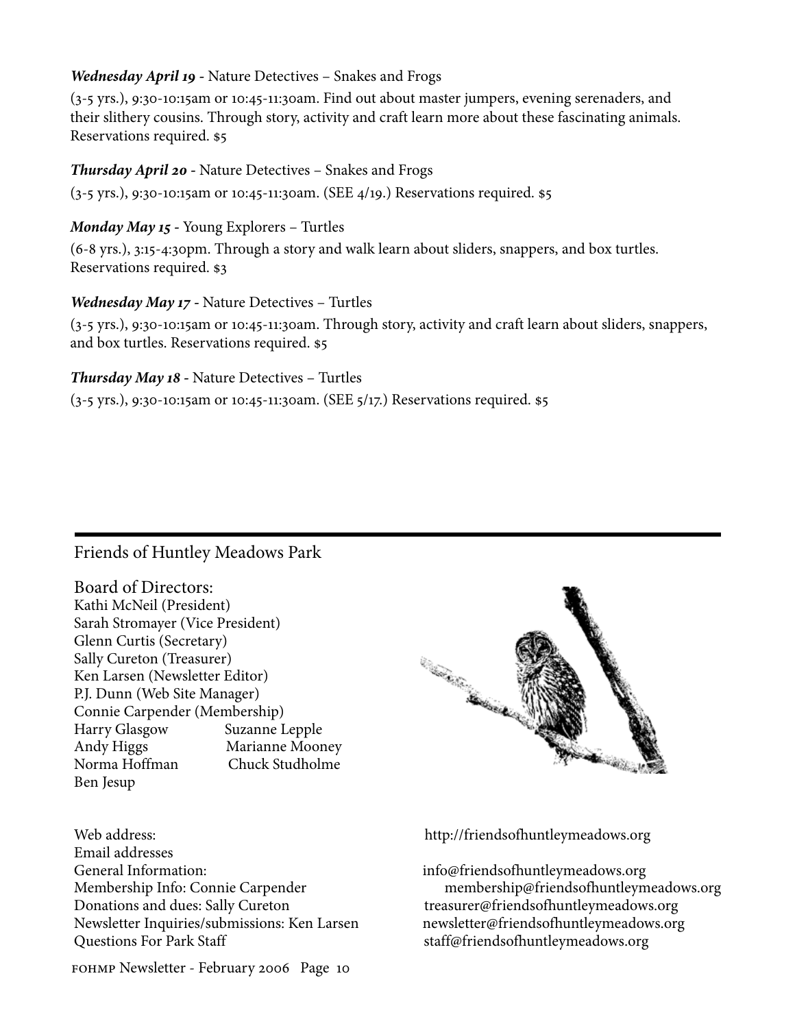***Wednesday April 19*** - Nature Detectives – Snakes and Frogs

(3-5 yrs.), 9:30-10:15am or 10:45-11:30am. Find out about master jumpers, evening serenaders, and their slithery cousins. Through story, activity and craft learn more about these fascinating animals. Reservations required. $5

***Thursday April 20*** - Nature Detectives – Snakes and Frogs

(3-5 yrs.), 9:30-10:15am or 10:45-11:30am. (SEE 4/19.) Reservations required. $5

***Monday May 15*** - Young Explorers – Turtles

(6-8 yrs.), 3:15-4:30pm. Through a story and walk learn about sliders, snappers, and box turtles. Reservations required. $3

***Wednesday May 17*** - Nature Detectives – Turtles

(3-5 yrs.), 9:30-10:15am or 10:45-11:30am. Through story, activity and craft learn about sliders, snappers, and box turtles. Reservations required. $5

***Thursday May 18*** - Nature Detectives – Turtles

(3-5 yrs.), 9:30-10:15am or 10:45-11:30am. (SEE 5/17.) Reservations required. $5

---

## Friends of Huntley Meadows Park

### Board of Directors:

Kathi McNeil (President)
Sarah Stromayer (Vice President)
Glenn Curtis (Secretary)
Sally Cureton (Treasurer)
Ken Larsen (Newsletter Editor)
P.J. Dunn (Web Site Manager)
Connie Carpender (Membership)
Harry Glasgow
Andy Higgs
Norma Hoffman
Ben Jesup
Suzanne Lepple
Marianne Mooney
Chuck Studholme

Web address: http://friendsofhuntleymeadows.org

Email addresses

General Information: info@friendsofhuntleymeadows.org
Membership Info: Connie Carpender membership@friendsofhuntleymeadows.org
Donations and dues: Sally Cureton treasurer@friendsofhuntleymeadows.org
Newsletter Inquiries/submissions: Ken Larsen newsletter@friendsofhuntleymeadows.org
Questions For Park Staff staff@friendsofhuntleymeadows.org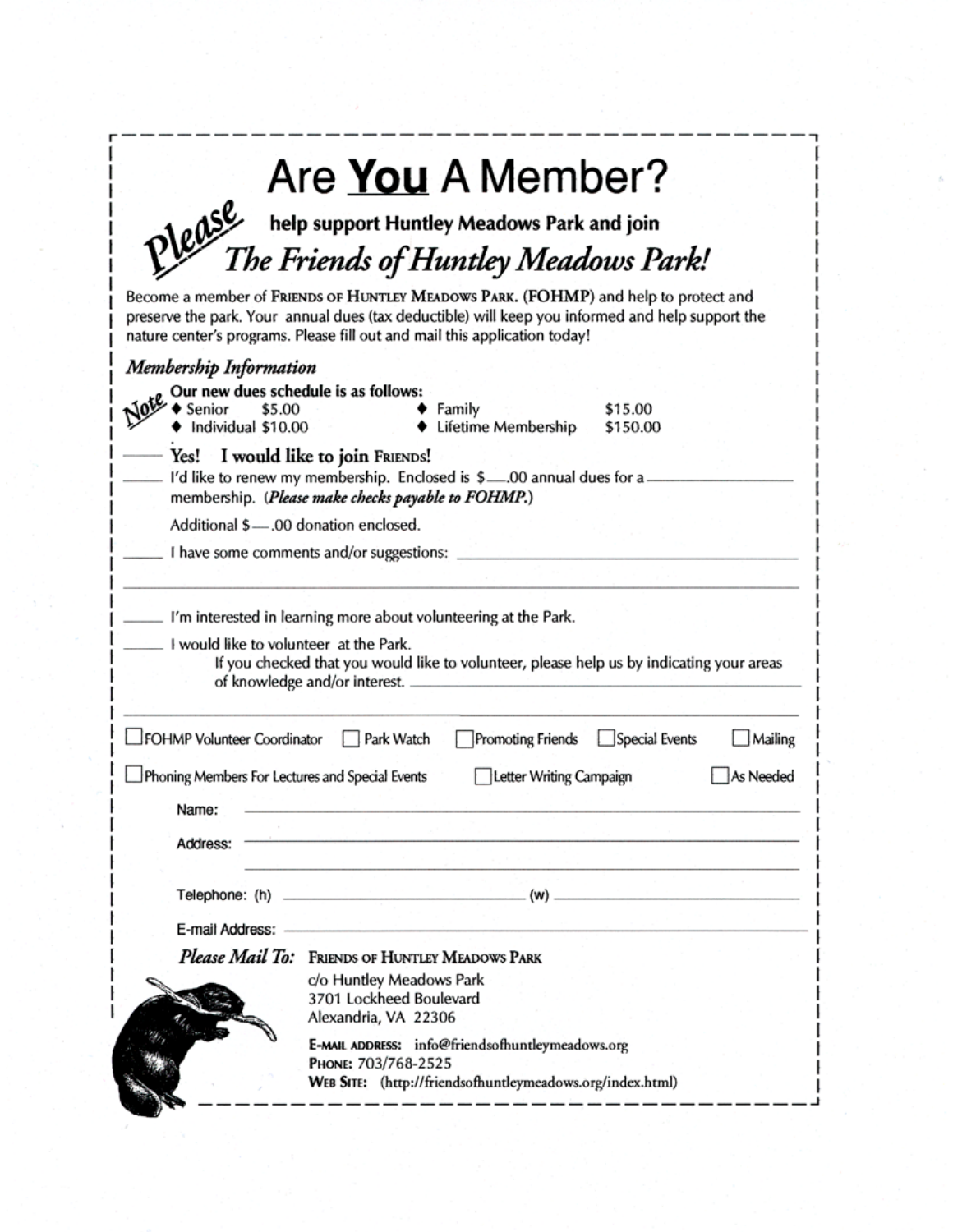# Are **You** A Member?

*Please* **help support Huntley Meadows Park and join**

## *The Friends of Huntley Meadows Park!*

Become a member of FRIENDS OF HUNTLEY MEADOWS PARK. (FOHMP) and help to protect and preserve the park. Your annual dues (tax deductible) will keep you informed and help support the nature center's programs. Please fill out and mail this application today!

### *Membership Information*

*Note* **Our new dues schedule is as follows:**

- Senior $5.00
- Individual $10.00
- Family $15.00
- Lifetime Membership $150.00

\_\_\_\_\_ **Yes! I would like to join FRIENDS!**

\_\_\_\_\_ I'd like to renew my membership. Enclosed is $\_\_\_.00 annual dues for a \_\_\_\_\_\_\_\_\_\_\_\_\_\_\_\_\_\_\_\_ membership. (***Please make checks payable to FOHMP.***)

Additional $\_\_\_.00 donation enclosed.

\_\_\_\_\_ I have some comments and/or suggestions: \_\_\_\_\_\_\_\_\_\_\_\_\_\_\_\_\_\_\_\_\_\_\_\_\_\_\_\_\_\_\_\_\_\_\_\_\_\_\_\_

\_\_\_\_\_ I'm interested in learning more about volunteering at the Park.

\_\_\_\_\_ I would like to volunteer at the Park.
If you checked that you would like to volunteer, please help us by indicating your areas of knowledge and/or interest. \_\_\_\_\_\_\_\_\_\_\_\_\_\_\_\_\_\_\_\_\_\_\_\_\_\_\_\_\_\_\_\_\_\_\_\_\_\_\_\_

☐ FOHMP Volunteer Coordinator ☐ Park Watch ☐ Promoting Friends ☐ Special Events ☐ Mailing

☐ Phoning Members For Lectures and Special Events ☐ Letter Writing Campaign ☐ As Needed

Name: \_\_\_\_\_\_\_\_\_\_\_\_\_\_\_\_\_\_\_\_\_\_\_\_\_\_\_\_\_\_\_\_\_\_\_\_\_\_\_\_

Address: \_\_\_\_\_\_\_\_\_\_\_\_\_\_\_\_\_\_\_\_\_\_\_\_\_\_\_\_\_\_\_\_\_\_\_\_\_\_\_\_

Telephone: (h) \_\_\_\_\_\_\_\_\_\_\_\_\_\_\_\_\_\_\_\_ (w) \_\_\_\_\_\_\_\_\_\_\_\_\_\_\_\_\_\_\_\_

E-mail Address: \_\_\_\_\_\_\_\_\_\_\_\_\_\_\_\_\_\_\_\_\_\_\_\_\_\_\_\_\_\_\_\_\_\_\_\_\_\_\_\_

***Please Mail To:*** FRIENDS OF HUNTLEY MEADOWS PARK
c/o Huntley Meadows Park
3701 Lockheed Boulevard
Alexandria, VA 22306

**E-MAIL ADDRESS:** info@friendsofhuntleymeadows.org
**PHONE:** 703/768-2525
**WEB SITE:** (http://friendsofhuntleymeadows.org/index.html)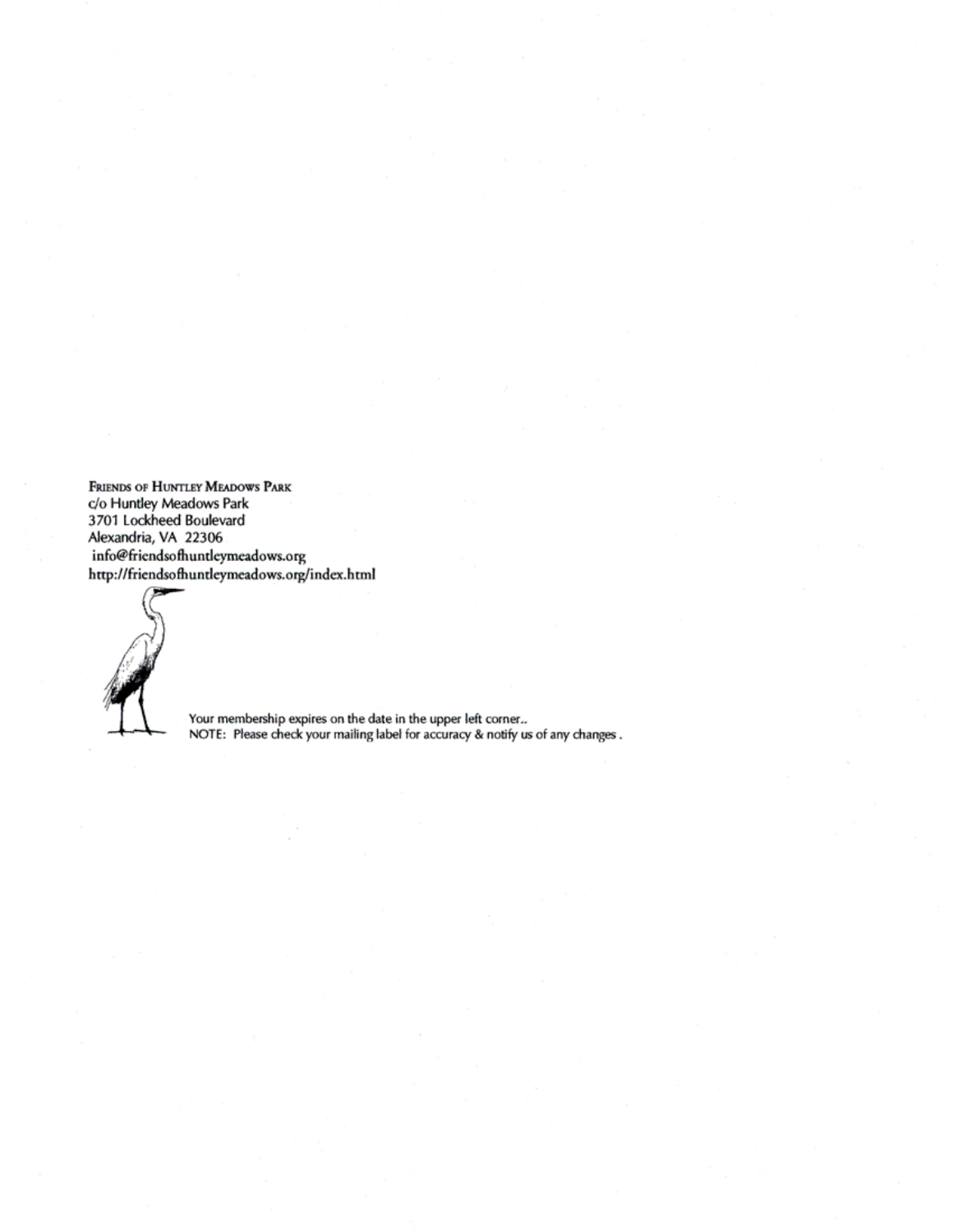FRIENDS OF HUNTLEY MEADOWS PARK
c/o Huntley Meadows Park
3701 Lockheed Boulevard
Alexandria, VA 22306
info@friendsofhuntleymeadows.org
http://friendsofhuntleymeadows.org/index.html

Your membership expires on the date in the upper left corner..
NOTE: Please check your mailing label for accuracy & notify us of any changes .